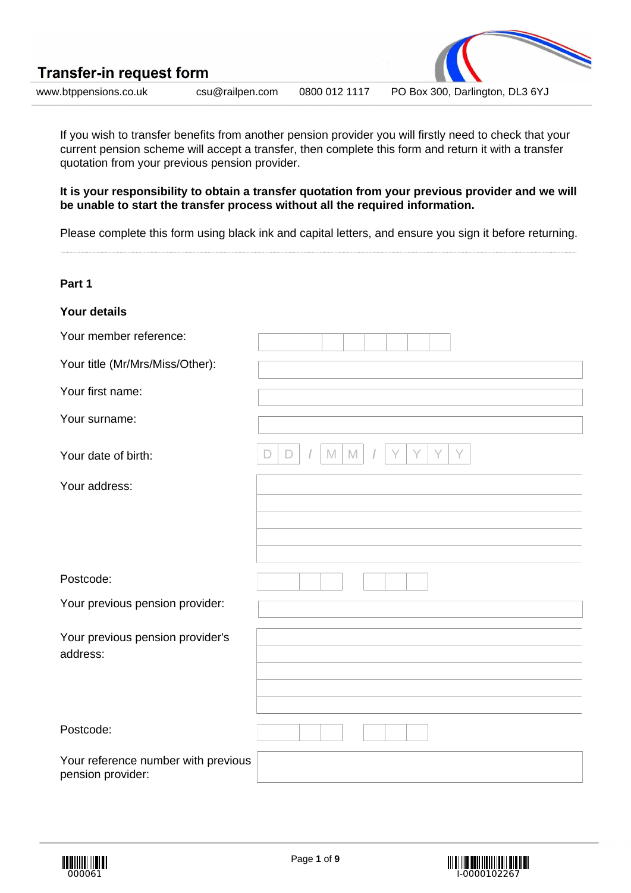# Transfer-in request form

www.btppensions.co.uk | csu@railpen.com | 0800 012 1117 | PO Box 300, Darlington, DL3 6YJ

If you wish to transfer benefits from another pension provider you will firstly need to check that your current pension scheme will accept a transfer, then complete this form and return it with a transfer quotation from your previous pension provider.

**It is your responsibility to obtain a transfer quotation from your previous provider and we will be unable to start the transfer process without all the required information.**

Please complete this form using black ink and capital letters, and ensure you sign it before returning.

---

## Part 1

### Your details

Your member reference:

Your title (Mr/Mrs/Miss/Other):

Your first name:

Your surname:

Your date of birth: D D / M M / Y Y Y Y

Your address:

Postcode:

Your previous pension provider:

Your previous pension provider's address:

Postcode:

Your reference number with previous pension provider:

000061

I-0000102267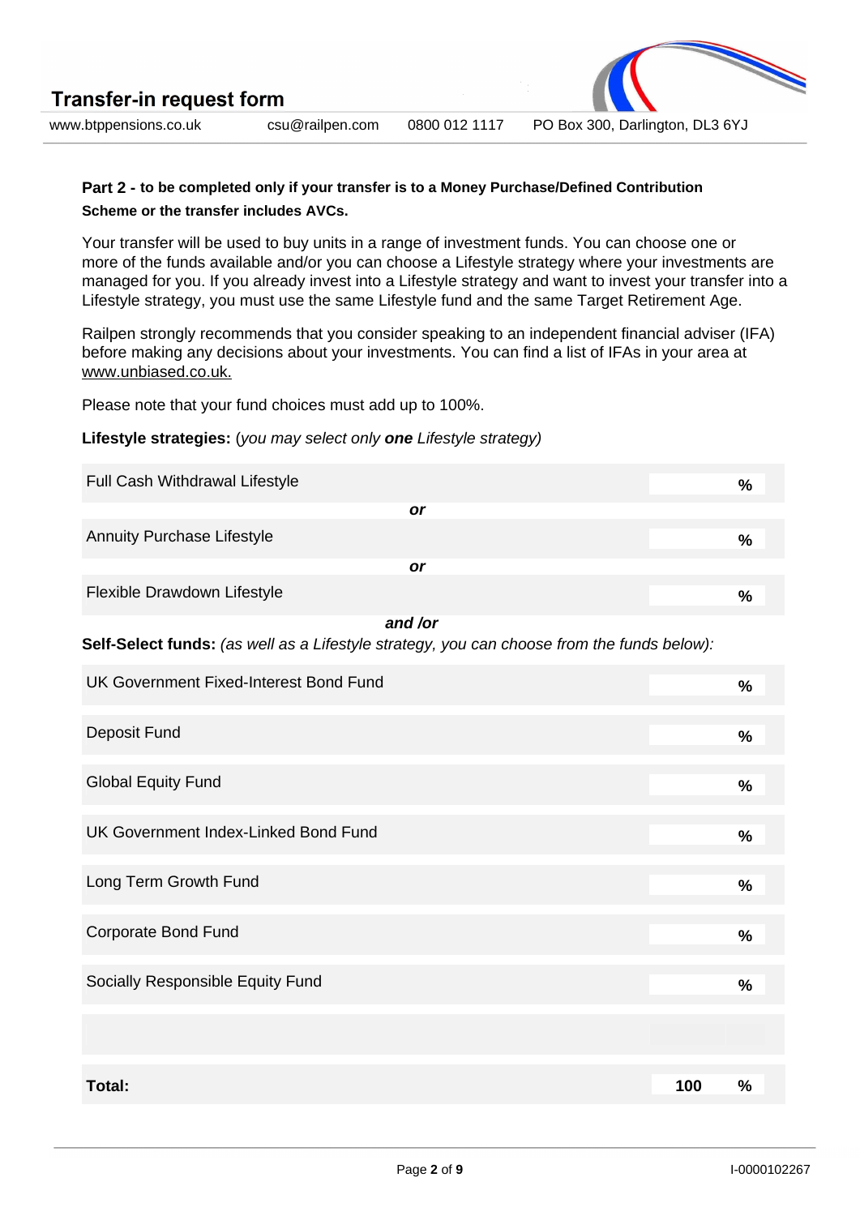# Transfer-in request form

www.btppensions.co.uk csu@railpen.com 0800 012 1117 PO Box 300, Darlington, DL3 6YJ

**Part 2 - to be completed only if your transfer is to a Money Purchase/Defined Contribution Scheme or the transfer includes AVCs.**

Your transfer will be used to buy units in a range of investment funds. You can choose one or more of the funds available and/or you can choose a Lifestyle strategy where your investments are managed for you. If you already invest into a Lifestyle strategy and want to invest your transfer into a Lifestyle strategy, you must use the same Lifestyle fund and the same Target Retirement Age.

Railpen strongly recommends that you consider speaking to an independent financial adviser (IFA) before making any decisions about your investments. You can find a list of IFAs in your area at www.unbiased.co.uk.

Please note that your fund choices must add up to 100%.

**Lifestyle strategies:** (*you may select only **one** Lifestyle strategy)*

| Fund | % |
|---|---|
| Full Cash Withdrawal Lifestyle | % |
| ***or*** | |
| Annuity Purchase Lifestyle | % |
| ***or*** | |
| Flexible Drawdown Lifestyle | % |

***and /or***

**Self-Select funds:** *(as well as a Lifestyle strategy, you can choose from the funds below):*

| Fund | % |
|---|---|
| UK Government Fixed-Interest Bond Fund | % |
| Deposit Fund | % |
| Global Equity Fund | % |
| UK Government Index-Linked Bond Fund | % |
| Long Term Growth Fund | % |
| Corporate Bond Fund | % |
| Socially Responsible Equity Fund | % |
| | |
| **Total:** | **100 %** |

I-0000102267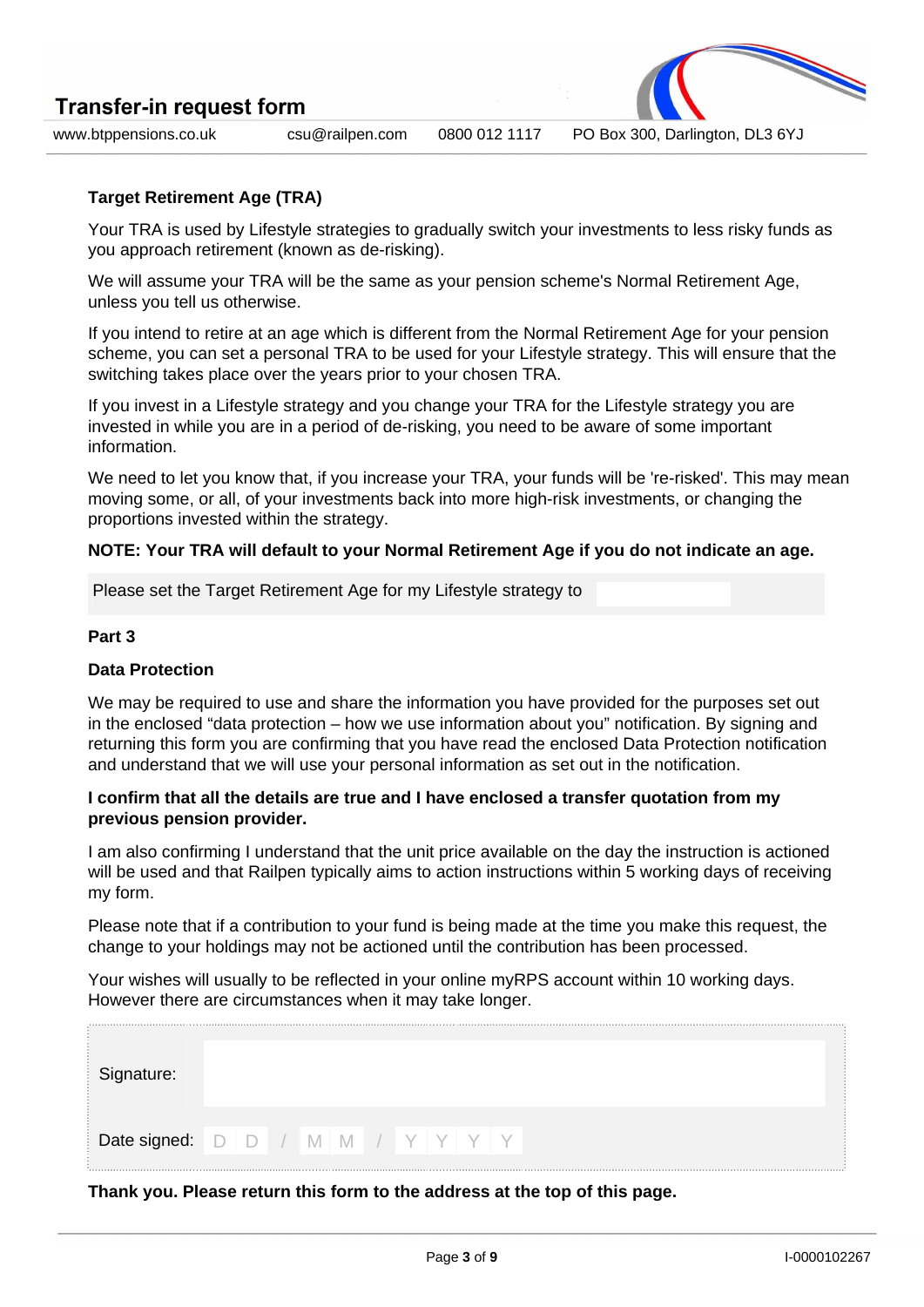## Target Retirement Age (TRA)

Your TRA is used by Lifestyle strategies to gradually switch your investments to less risky funds as you approach retirement (known as de-risking).

We will assume your TRA will be the same as your pension scheme's Normal Retirement Age, unless you tell us otherwise.

If you intend to retire at an age which is different from the Normal Retirement Age for your pension scheme, you can set a personal TRA to be used for your Lifestyle strategy. This will ensure that the switching takes place over the years prior to your chosen TRA.

If you invest in a Lifestyle strategy and you change your TRA for the Lifestyle strategy you are invested in while you are in a period of de-risking, you need to be aware of some important information.

We need to let you know that, if you increase your TRA, your funds will be 're-risked'. This may mean moving some, or all, of your investments back into more high-risk investments, or changing the proportions invested within the strategy.

**NOTE: Your TRA will default to your Normal Retirement Age if you do not indicate an age.**

Please set the Target Retirement Age for my Lifestyle strategy to ______

## Part 3

### Data Protection

We may be required to use and share the information you have provided for the purposes set out in the enclosed "data protection – how we use information about you" notification. By signing and returning this form you are confirming that you have read the enclosed Data Protection notification and understand that we will use your personal information as set out in the notification.

**I confirm that all the details are true and I have enclosed a transfer quotation from my previous pension provider.**

I am also confirming I understand that the unit price available on the day the instruction is actioned will be used and that Railpen typically aims to action instructions within 5 working days of receiving my form.

Please note that if a contribution to your fund is being made at the time you make this request, the change to your holdings may not be actioned until the contribution has been processed.

Your wishes will usually to be reflected in your online myRPS account within 10 working days. However there are circumstances when it may take longer.

Signature: ______

Date signed: D D / M M / Y Y Y Y

**Thank you. Please return this form to the address at the top of this page.**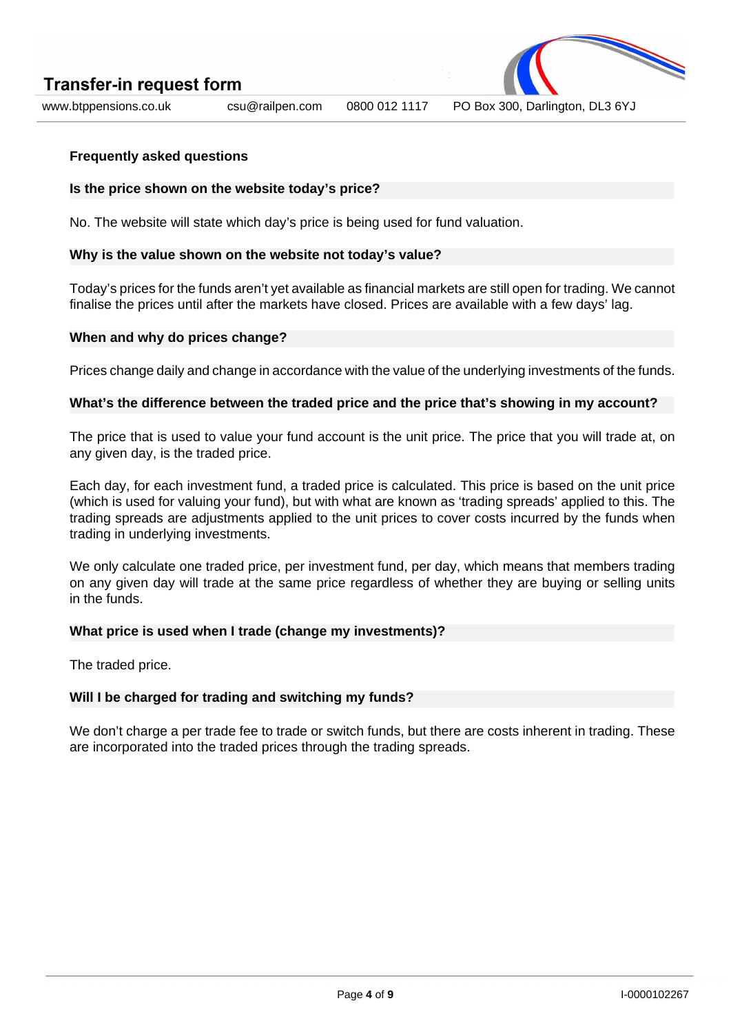## Frequently asked questions

### Is the price shown on the website today's price?

No. The website will state which day's price is being used for fund valuation.

### Why is the value shown on the website not today's value?

Today's prices for the funds aren't yet available as financial markets are still open for trading. We cannot finalise the prices until after the markets have closed. Prices are available with a few days' lag.

### When and why do prices change?

Prices change daily and change in accordance with the value of the underlying investments of the funds.

### What's the difference between the traded price and the price that's showing in my account?

The price that is used to value your fund account is the unit price. The price that you will trade at, on any given day, is the traded price.

Each day, for each investment fund, a traded price is calculated. This price is based on the unit price (which is used for valuing your fund), but with what are known as 'trading spreads' applied to this. The trading spreads are adjustments applied to the unit prices to cover costs incurred by the funds when trading in underlying investments.

We only calculate one traded price, per investment fund, per day, which means that members trading on any given day will trade at the same price regardless of whether they are buying or selling units in the funds.

### What price is used when I trade (change my investments)?

The traded price.

### Will I be charged for trading and switching my funds?

We don't charge a per trade fee to trade or switch funds, but there are costs inherent in trading. These are incorporated into the traded prices through the trading spreads.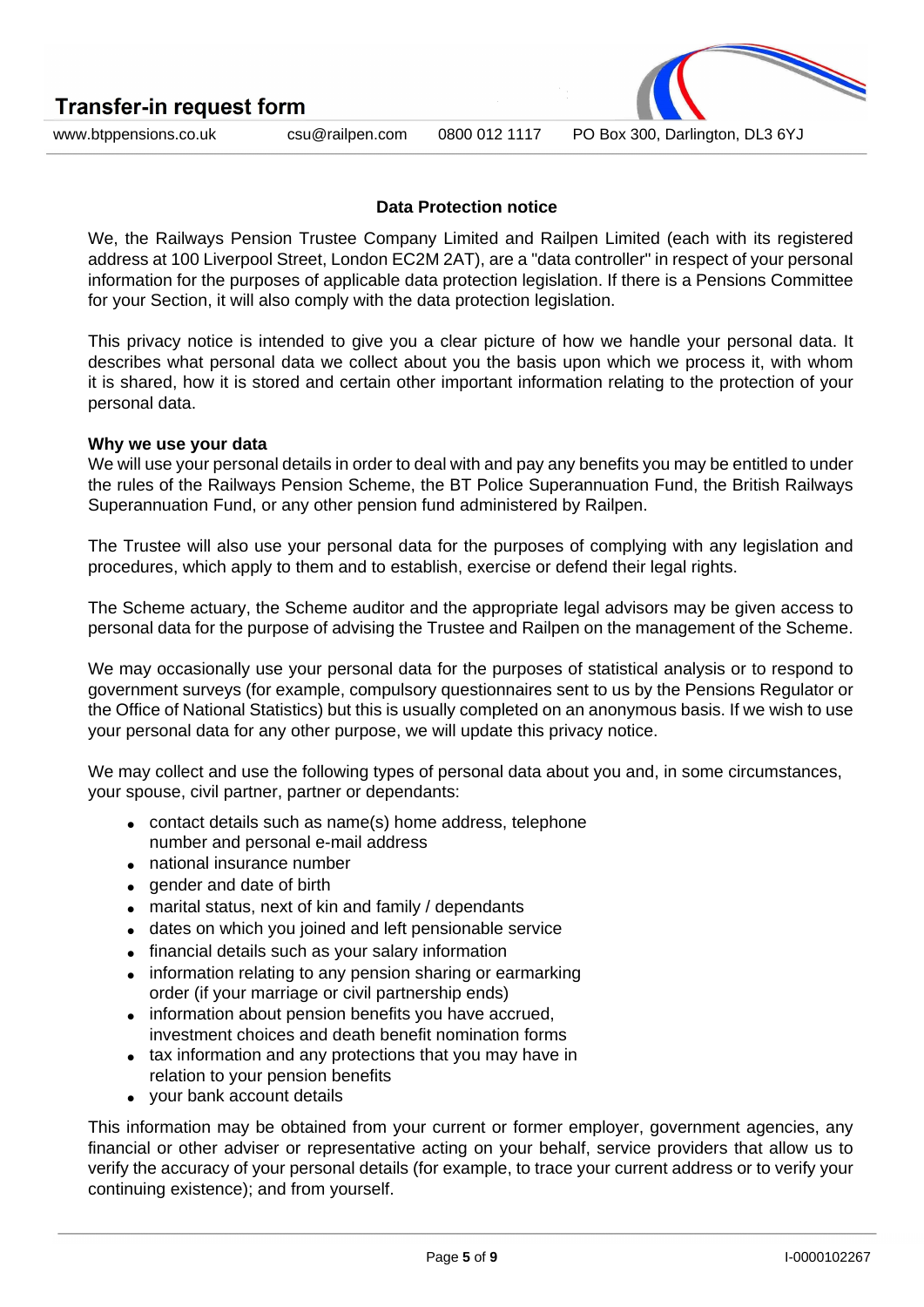## Data Protection notice

We, the Railways Pension Trustee Company Limited and Railpen Limited (each with its registered address at 100 Liverpool Street, London EC2M 2AT), are a "data controller" in respect of your personal information for the purposes of applicable data protection legislation. If there is a Pensions Committee for your Section, it will also comply with the data protection legislation.

This privacy notice is intended to give you a clear picture of how we handle your personal data. It describes what personal data we collect about you the basis upon which we process it, with whom it is shared, how it is stored and certain other important information relating to the protection of your personal data.

**Why we use your data**

We will use your personal details in order to deal with and pay any benefits you may be entitled to under the rules of the Railways Pension Scheme, the BT Police Superannuation Fund, the British Railways Superannuation Fund, or any other pension fund administered by Railpen.

The Trustee will also use your personal data for the purposes of complying with any legislation and procedures, which apply to them and to establish, exercise or defend their legal rights.

The Scheme actuary, the Scheme auditor and the appropriate legal advisors may be given access to personal data for the purpose of advising the Trustee and Railpen on the management of the Scheme.

We may occasionally use your personal data for the purposes of statistical analysis or to respond to government surveys (for example, compulsory questionnaires sent to us by the Pensions Regulator or the Office of National Statistics) but this is usually completed on an anonymous basis. If we wish to use your personal data for any other purpose, we will update this privacy notice.

We may collect and use the following types of personal data about you and, in some circumstances, your spouse, civil partner, partner or dependants:

- contact details such as name(s) home address, telephone number and personal e-mail address
- national insurance number
- gender and date of birth
- marital status, next of kin and family / dependants
- dates on which you joined and left pensionable service
- financial details such as your salary information
- information relating to any pension sharing or earmarking order (if your marriage or civil partnership ends)
- information about pension benefits you have accrued, investment choices and death benefit nomination forms
- tax information and any protections that you may have in relation to your pension benefits
- your bank account details

This information may be obtained from your current or former employer, government agencies, any financial or other adviser or representative acting on your behalf, service providers that allow us to verify the accuracy of your personal details (for example, to trace your current address or to verify your continuing existence); and from yourself.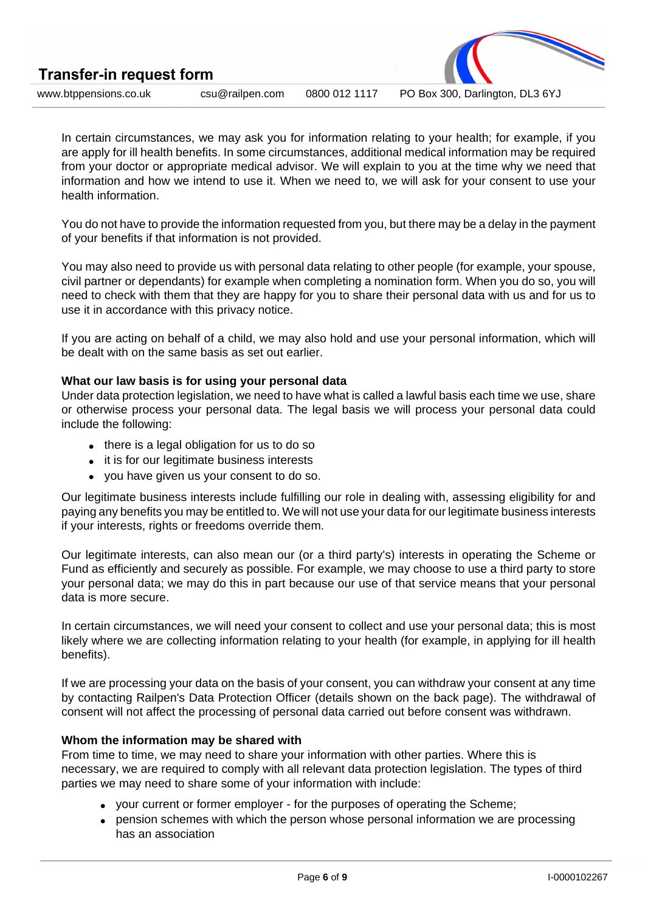In certain circumstances, we may ask you for information relating to your health; for example, if you are apply for ill health benefits. In some circumstances, additional medical information may be required from your doctor or appropriate medical advisor. We will explain to you at the time why we need that information and how we intend to use it. When we need to, we will ask for your consent to use your health information.

You do not have to provide the information requested from you, but there may be a delay in the payment of your benefits if that information is not provided.

You may also need to provide us with personal data relating to other people (for example, your spouse, civil partner or dependants) for example when completing a nomination form. When you do so, you will need to check with them that they are happy for you to share their personal data with us and for us to use it in accordance with this privacy notice.

If you are acting on behalf of a child, we may also hold and use your personal information, which will be dealt with on the same basis as set out earlier.

**What our law basis is for using your personal data**

Under data protection legislation, we need to have what is called a lawful basis each time we use, share or otherwise process your personal data. The legal basis we will process your personal data could include the following:

- there is a legal obligation for us to do so
- it is for our legitimate business interests
- you have given us your consent to do so.

Our legitimate business interests include fulfilling our role in dealing with, assessing eligibility for and paying any benefits you may be entitled to. We will not use your data for our legitimate business interests if your interests, rights or freedoms override them.

Our legitimate interests, can also mean our (or a third party's) interests in operating the Scheme or Fund as efficiently and securely as possible. For example, we may choose to use a third party to store your personal data; we may do this in part because our use of that service means that your personal data is more secure.

In certain circumstances, we will need your consent to collect and use your personal data; this is most likely where we are collecting information relating to your health (for example, in applying for ill health benefits).

If we are processing your data on the basis of your consent, you can withdraw your consent at any time by contacting Railpen's Data Protection Officer (details shown on the back page). The withdrawal of consent will not affect the processing of personal data carried out before consent was withdrawn.

**Whom the information may be shared with**

From time to time, we may need to share your information with other parties. Where this is necessary, we are required to comply with all relevant data protection legislation. The types of third parties we may need to share some of your information with include:

- your current or former employer - for the purposes of operating the Scheme;
- pension schemes with which the person whose personal information we are processing has an association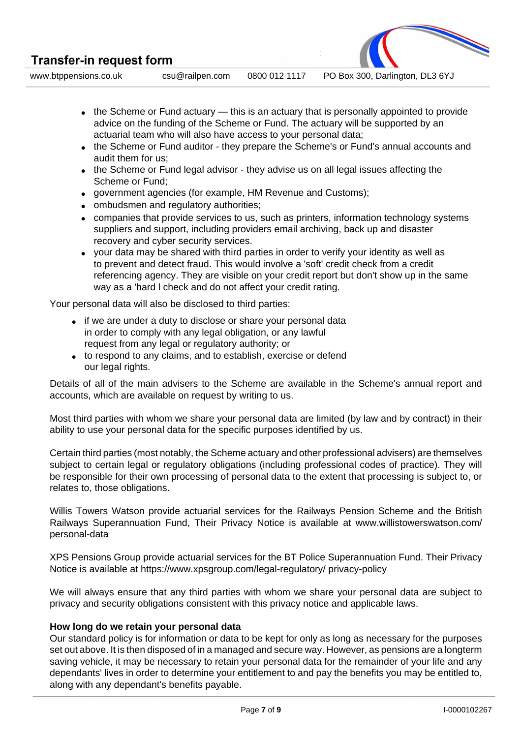- the Scheme or Fund actuary — this is an actuary that is personally appointed to provide advice on the funding of the Scheme or Fund. The actuary will be supported by an actuarial team who will also have access to your personal data;
- the Scheme or Fund auditor - they prepare the Scheme's or Fund's annual accounts and audit them for us;
- the Scheme or Fund legal advisor - they advise us on all legal issues affecting the Scheme or Fund;
- government agencies (for example, HM Revenue and Customs);
- ombudsmen and regulatory authorities;
- companies that provide services to us, such as printers, information technology systems suppliers and support, including providers email archiving, back up and disaster recovery and cyber security services.
- your data may be shared with third parties in order to verify your identity as well as to prevent and detect fraud. This would involve a 'soft' credit check from a credit referencing agency. They are visible on your credit report but don't show up in the same way as a 'hard l check and do not affect your credit rating.

Your personal data will also be disclosed to third parties:

- if we are under a duty to disclose or share your personal data in order to comply with any legal obligation, or any lawful request from any legal or regulatory authority; or
- to respond to any claims, and to establish, exercise or defend our legal rights.

Details of all of the main advisers to the Scheme are available in the Scheme's annual report and accounts, which are available on request by writing to us.

Most third parties with whom we share your personal data are limited (by law and by contract) in their ability to use your personal data for the specific purposes identified by us.

Certain third parties (most notably, the Scheme actuary and other professional advisers) are themselves subject to certain legal or regulatory obligations (including professional codes of practice). They will be responsible for their own processing of personal data to the extent that processing is subject to, or relates to, those obligations.

Willis Towers Watson provide actuarial services for the Railways Pension Scheme and the British Railways Superannuation Fund, Their Privacy Notice is available at www.willistowerswatson.com/ personal-data

XPS Pensions Group provide actuarial services for the BT Police Superannuation Fund. Their Privacy Notice is available at https://www.xpsgroup.com/legal-regulatory/ privacy-policy

We will always ensure that any third parties with whom we share your personal data are subject to privacy and security obligations consistent with this privacy notice and applicable laws.

**How long do we retain your personal data**

Our standard policy is for information or data to be kept for only as long as necessary for the purposes set out above. It is then disposed of in a managed and secure way. However, as pensions are a longterm saving vehicle, it may be necessary to retain your personal data for the remainder of your life and any dependants' lives in order to determine your entitlement to and pay the benefits you may be entitled to, along with any dependant's benefits payable.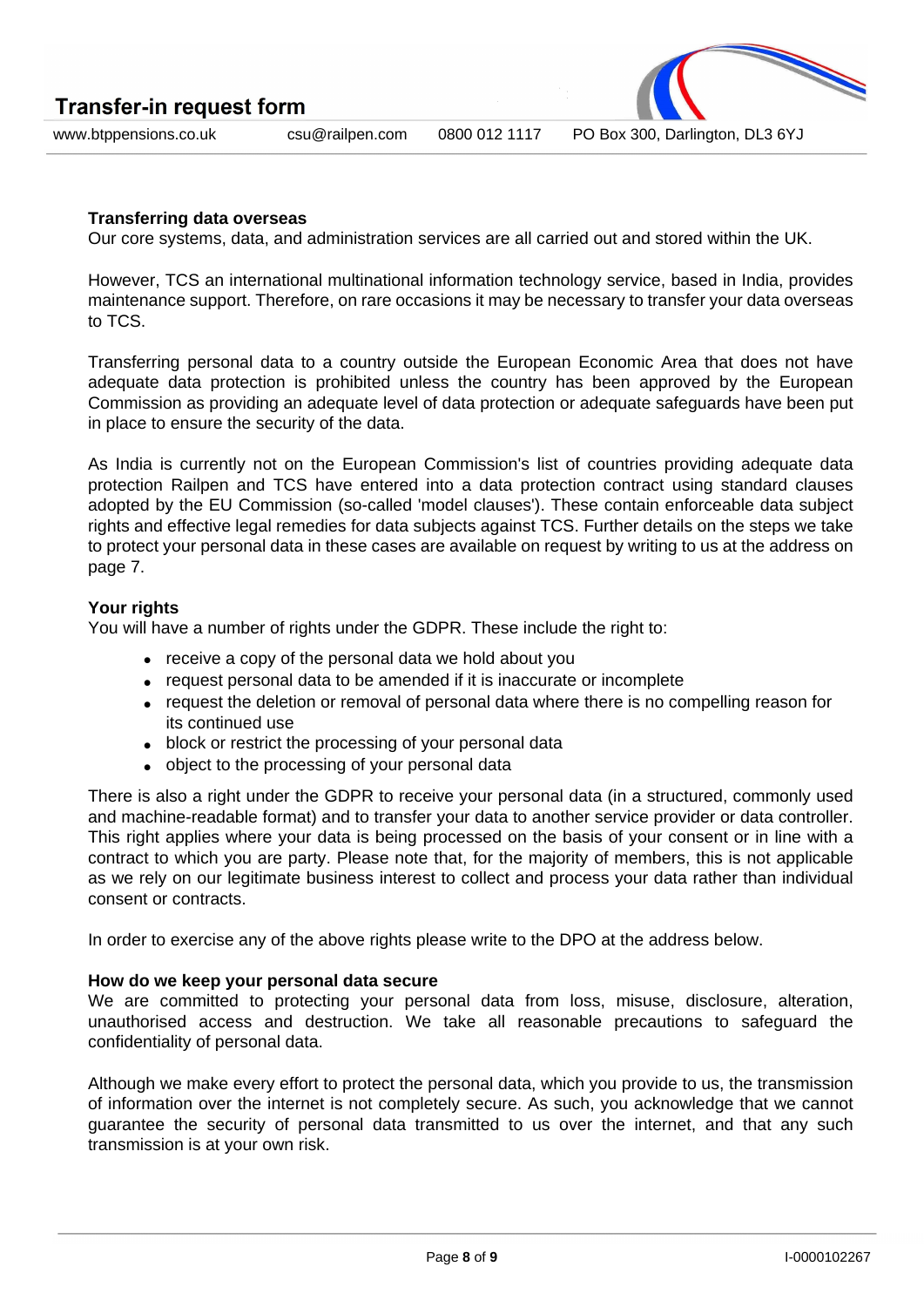### Transferring data overseas

Our core systems, data, and administration services are all carried out and stored within the UK.

However, TCS an international multinational information technology service, based in India, provides maintenance support. Therefore, on rare occasions it may be necessary to transfer your data overseas to TCS.

Transferring personal data to a country outside the European Economic Area that does not have adequate data protection is prohibited unless the country has been approved by the European Commission as providing an adequate level of data protection or adequate safeguards have been put in place to ensure the security of the data.

As India is currently not on the European Commission's list of countries providing adequate data protection Railpen and TCS have entered into a data protection contract using standard clauses adopted by the EU Commission (so-called 'model clauses'). These contain enforceable data subject rights and effective legal remedies for data subjects against TCS. Further details on the steps we take to protect your personal data in these cases are available on request by writing to us at the address on page 7.

### Your rights

You will have a number of rights under the GDPR. These include the right to:

- receive a copy of the personal data we hold about you
- request personal data to be amended if it is inaccurate or incomplete
- request the deletion or removal of personal data where there is no compelling reason for its continued use
- block or restrict the processing of your personal data
- object to the processing of your personal data

There is also a right under the GDPR to receive your personal data (in a structured, commonly used and machine-readable format) and to transfer your data to another service provider or data controller. This right applies where your data is being processed on the basis of your consent or in line with a contract to which you are party. Please note that, for the majority of members, this is not applicable as we rely on our legitimate business interest to collect and process your data rather than individual consent or contracts.

In order to exercise any of the above rights please write to the DPO at the address below.

### How do we keep your personal data secure

We are committed to protecting your personal data from loss, misuse, disclosure, alteration, unauthorised access and destruction. We take all reasonable precautions to safeguard the confidentiality of personal data.

Although we make every effort to protect the personal data, which you provide to us, the transmission of information over the internet is not completely secure. As such, you acknowledge that we cannot guarantee the security of personal data transmitted to us over the internet, and that any such transmission is at your own risk.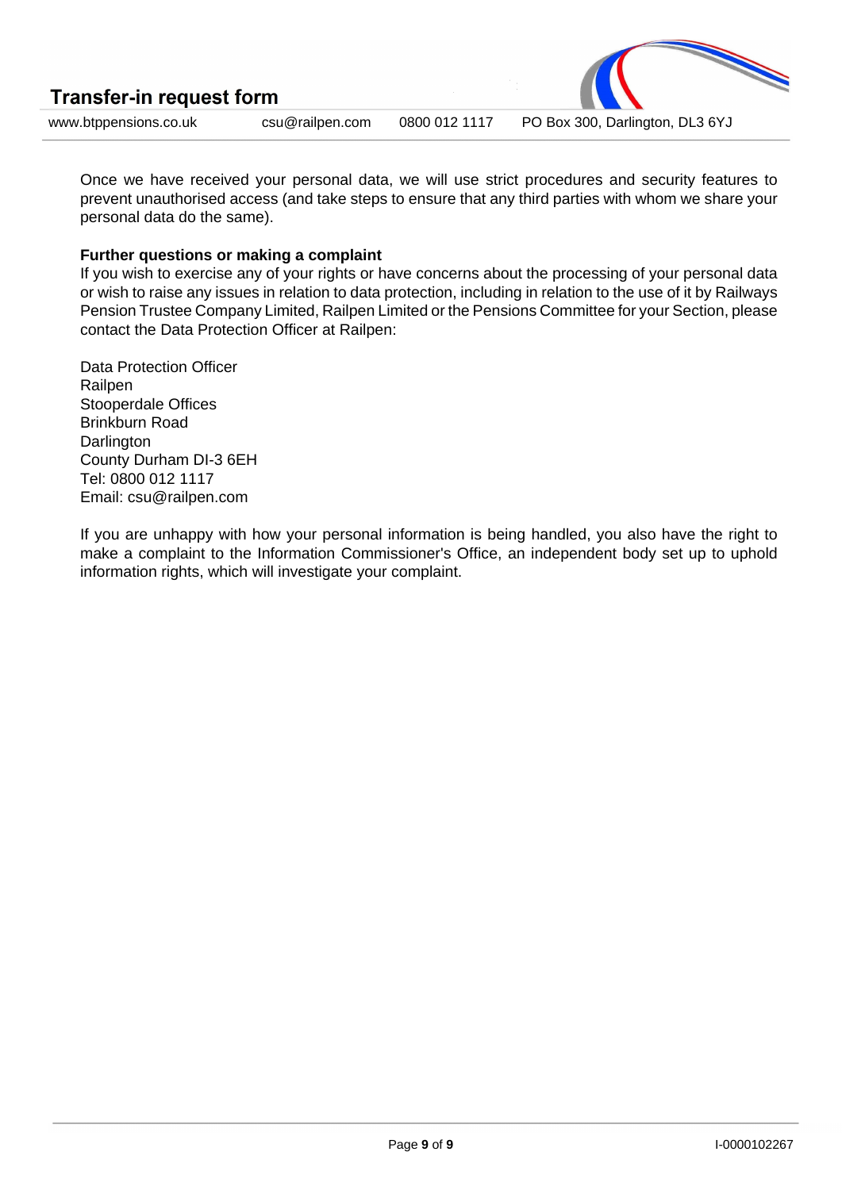Once we have received your personal data, we will use strict procedures and security features to prevent unauthorised access (and take steps to ensure that any third parties with whom we share your personal data do the same).

**Further questions or making a complaint**

If you wish to exercise any of your rights or have concerns about the processing of your personal data or wish to raise any issues in relation to data protection, including in relation to the use of it by Railways Pension Trustee Company Limited, Railpen Limited or the Pensions Committee for your Section, please contact the Data Protection Officer at Railpen:

Data Protection Officer
Railpen
Stooperdale Offices
Brinkburn Road
Darlington
County Durham DI-3 6EH
Tel: 0800 012 1117
Email: csu@railpen.com

If you are unhappy with how your personal information is being handled, you also have the right to make a complaint to the Information Commissioner's Office, an independent body set up to uphold information rights, which will investigate your complaint.